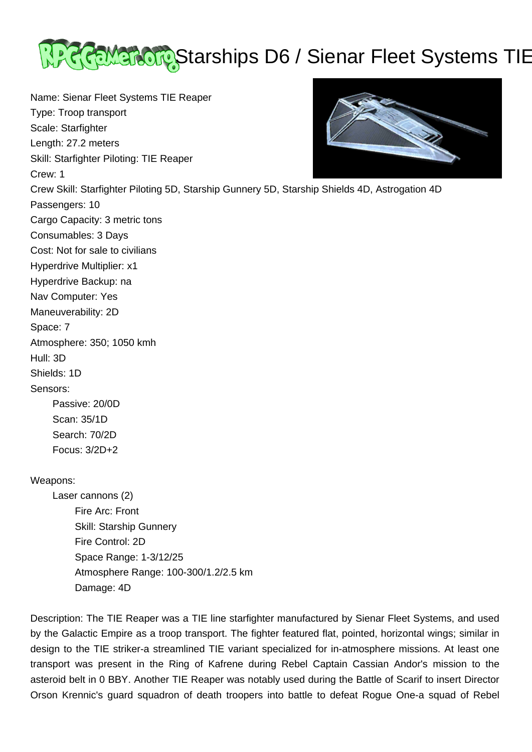# Starships D6 / Sienar Fleet Systems TIE

Name: Sienar Fleet Systems TIE Reaper
Type: Troop transport
Scale: Starfighter
Length: 27.2 meters
Skill: Starfighter Piloting: TIE Reaper
Crew: 1
Crew Skill: Starfighter Piloting 5D, Starship Gunnery 5D, Starship Shields 4D, Astrogation 4D
Passengers: 10
Cargo Capacity: 3 metric tons
Consumables: 3 Days
Cost: Not for sale to civilians
Hyperdrive Multiplier: x1
Hyperdrive Backup: na
Nav Computer: Yes
Maneuverability: 2D
Space: 7
Atmosphere: 350; 1050 kmh
Hull: 3D
Shields: 1D
Sensors:

- Passive: 20/0D
- Scan: 35/1D
- Search: 70/2D
- Focus: 3/2D+2

Weapons:

- Laser cannons (2)
  - Fire Arc: Front
  - Skill: Starship Gunnery
  - Fire Control: 2D
  - Space Range: 1-3/12/25
  - Atmosphere Range: 100-300/1.2/2.5 km
  - Damage: 4D

Description: The TIE Reaper was a TIE line starfighter manufactured by Sienar Fleet Systems, and used by the Galactic Empire as a troop transport. The fighter featured flat, pointed, horizontal wings; similar in design to the TIE striker-a streamlined TIE variant specialized for in-atmosphere missions. At least one transport was present in the Ring of Kafrene during Rebel Captain Cassian Andor's mission to the asteroid belt in 0 BBY. Another TIE Reaper was notably used during the Battle of Scarif to insert Director Orson Krennic's guard squadron of death troopers into battle to defeat Rogue One-a squad of Rebel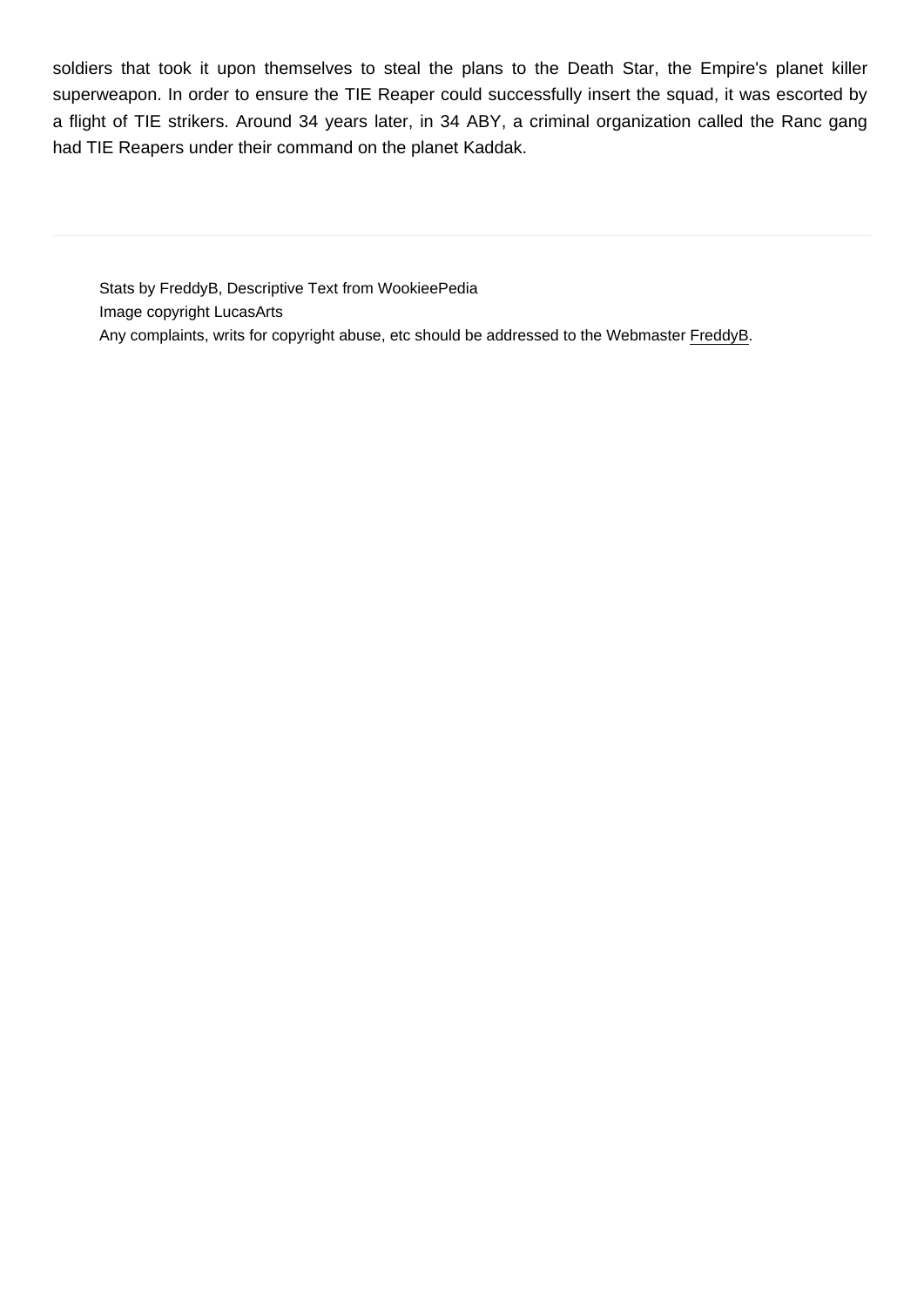soldiers that took it upon themselves to steal the plans to the Death Star, the Empire's planet killer superweapon. In order to ensure the TIE Reaper could successfully insert the squad, it was escorted by a flight of TIE strikers. Around 34 years later, in 34 ABY, a criminal organization called the Ranc gang had TIE Reapers under their command on the planet Kaddak.

---

Stats by FreddyB, Descriptive Text from WookieePedia
Image copyright LucasArts
Any complaints, writs for copyright abuse, etc should be addressed to the Webmaster FreddyB.